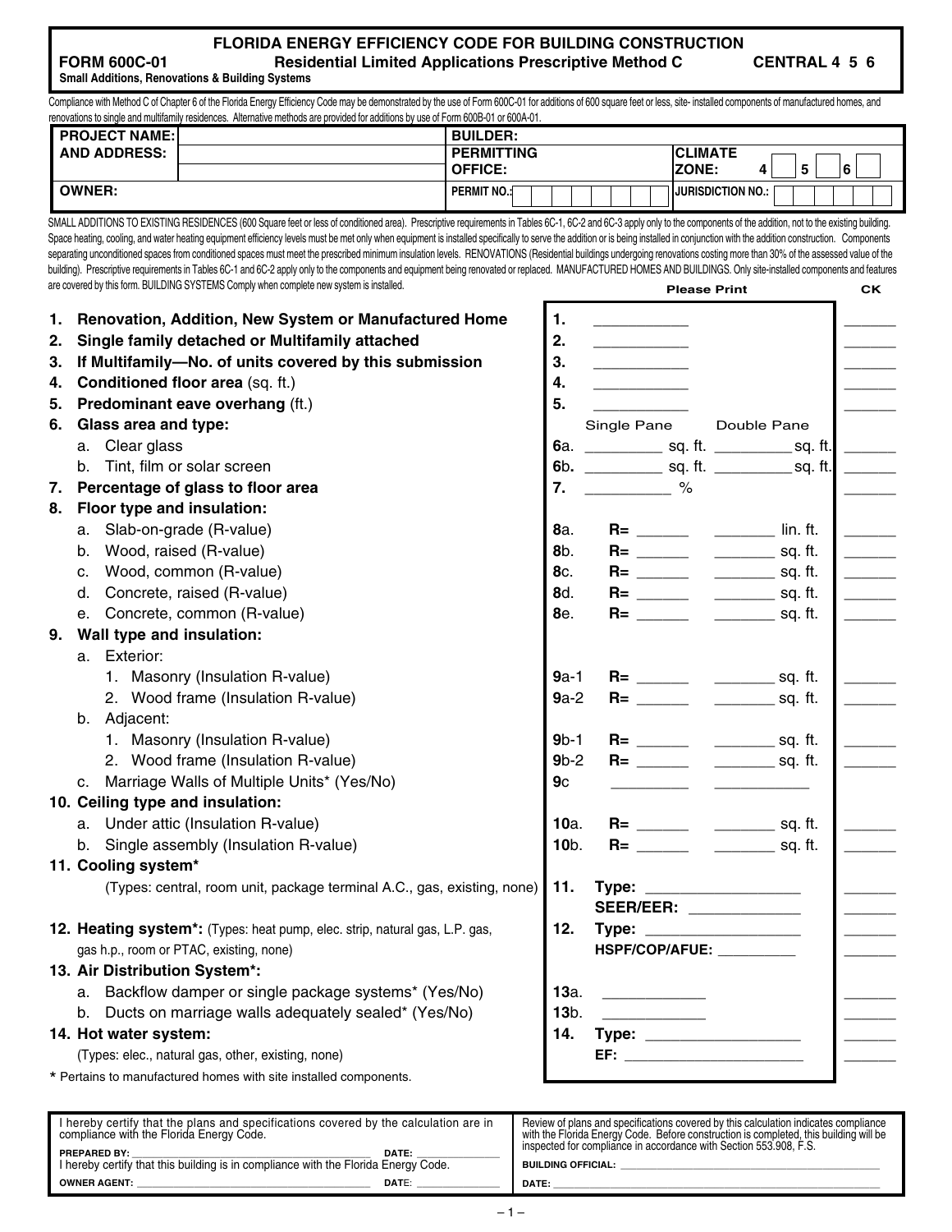# FLORIDA ENERGY EFFICIENCY CODE FOR BUILDING CONSTRUCTION

**FORM 600C-01** **Residential Limited Applications Prescriptive Method C** **CENTRAL 4 5 6**

**Small Additions, Renovations & Building Systems**

Compliance with Method C of Chapter 6 of the Florida Energy Efficiency Code may be demonstrated by the use of Form 600C-01 for additions of 600 square feet or less, site- installed components of manufactured homes, and renovations to single and multifamily residences. Alternative methods are provided for additions by use of Form 600B-01 or 600A-01.

| PROJECT NAME: AND ADDRESS: | | BUILDER: | |
|---|---|---|---|
| | | PERMITTING OFFICE: | CLIMATE ZONE: 4 ☐ 5 ☐ 6 ☐ |
| OWNER: | | PERMIT NO.: | JURISDICTION NO.: |

SMALL ADDITIONS TO EXISTING RESIDENCES (600 Square feet or less of conditioned area). Prescriptive requirements in Tables 6C-1, 6C-2 and 6C-3 apply only to the components of the addition, not to the existing building. Space heating, cooling, and water heating equipment efficiency levels must be met only when equipment is installed specifically to serve the addition or is being installed in conjunction with the addition construction. Components separating unconditioned spaces from conditioned spaces must meet the prescribed minimum insulation levels. RENOVATIONS (Residential buildings undergoing renovations costing more than 30% of the assessed value of the building). Prescriptive requirements in Tables 6C-1 and 6C-2 apply only to the components and equipment being renovated or replaced. MANUFACTURED HOMES AND BUILDINGS. Only site-installed components and features are covered by this form. BUILDING SYSTEMS Comply when complete new system is installed.

| | | Please Print | | CK |
|---|---|---|---|---|
| **1. Renovation, Addition, New System or Manufactured Home** | 1. | ______ | | ______ |
| **2. Single family detached or Multifamily attached** | 2. | ______ | | ______ |
| **3. If Multifamily—No. of units covered by this submission** | 3. | ______ | | ______ |
| **4. Conditioned floor area** (sq. ft.) | 4. | ______ | | ______ |
| **5. Predominant eave overhang** (ft.) | 5. | ______ | | ______ |
| **6. Glass area and type:** | | Single Pane | Double Pane | |
| a. Clear glass | 6a. | ______ sq. ft. | ______ sq. ft. | ______ |
| b. Tint, film or solar screen | 6b. | ______ sq. ft. | ______ sq. ft. | ______ |
| **7. Percentage of glass to floor area** | 7. | ______ % | | ______ |
| **8. Floor type and insulation:** | | | | |
| a. Slab-on-grade (R-value) | 8a. | R= ______ | ______ lin. ft. | ______ |
| b. Wood, raised (R-value) | 8b. | R= ______ | ______ sq. ft. | ______ |
| c. Wood, common (R-value) | 8c. | R= ______ | ______ sq. ft. | ______ |
| d. Concrete, raised (R-value) | 8d. | R= ______ | ______ sq. ft. | ______ |
| e. Concrete, common (R-value) | 8e. | R= ______ | ______ sq. ft. | ______ |
| **9. Wall type and insulation:** | | | | |
| a. Exterior: | | | | |
| 1. Masonry (Insulation R-value) | 9a-1 | R= ______ | ______ sq. ft. | ______ |
| 2. Wood frame (Insulation R-value) | 9a-2 | R= ______ | ______ sq. ft. | ______ |
| b. Adjacent: | | | | |
| 1. Masonry (Insulation R-value) | 9b-1 | R= ______ | ______ sq. ft. | ______ |
| 2. Wood frame (Insulation R-value) | 9b-2 | R= ______ | ______ sq. ft. | ______ |
| c. Marriage Walls of Multiple Units* (Yes/No) | 9c | ______ | ______ | |
| **10. Ceiling type and insulation:** | | | | |
| a. Under attic (Insulation R-value) | 10a. | R= ______ | ______ sq. ft. | ______ |
| b. Single assembly (Insulation R-value) | 10b. | R= ______ | ______ sq. ft. | ______ |
| **11. Cooling system*** (Types: central, room unit, package terminal A.C., gas, existing, none) | 11. | Type: ______ | | ______ |
| | | SEER/EER: ______ | | ______ |
| **12. Heating system*:** (Types: heat pump, elec. strip, natural gas, L.P. gas, gas h.p., room or PTAC, existing, none) | 12. | Type: ______ | | ______ |
| | | HSPF/COP/AFUE: ______ | | ______ |
| **13. Air Distribution System*:** | | | | |
| a. Backflow damper or single package systems* (Yes/No) | 13a. | ______ | | ______ |
| b. Ducts on marriage walls adequately sealed* (Yes/No) | 13b. | ______ | | ______ |
| **14. Hot water system:** (Types: elec., natural gas, other, existing, none) | 14. | Type: ______ | | ______ |
| | | EF: ______ | | ______ |

\* Pertains to manufactured homes with site installed components.

| | |
|---|---|
| I hereby certify that the plans and specifications covered by the calculation are in compliance with the Florida Energy Code. **PREPARED BY:** ______ **DATE:** ______ I hereby certify that this building is in compliance with the Florida Energy Code. **OWNER AGENT:** ______ **DATE:** ______ | Review of plans and specifications covered by this calculation indicates compliance with the Florida Energy Code. Before construction is completed, this building will be inspected for compliance in accordance with Section 553.908, F.S. **BUILDING OFFICIAL:** ______ **DATE:** ______ |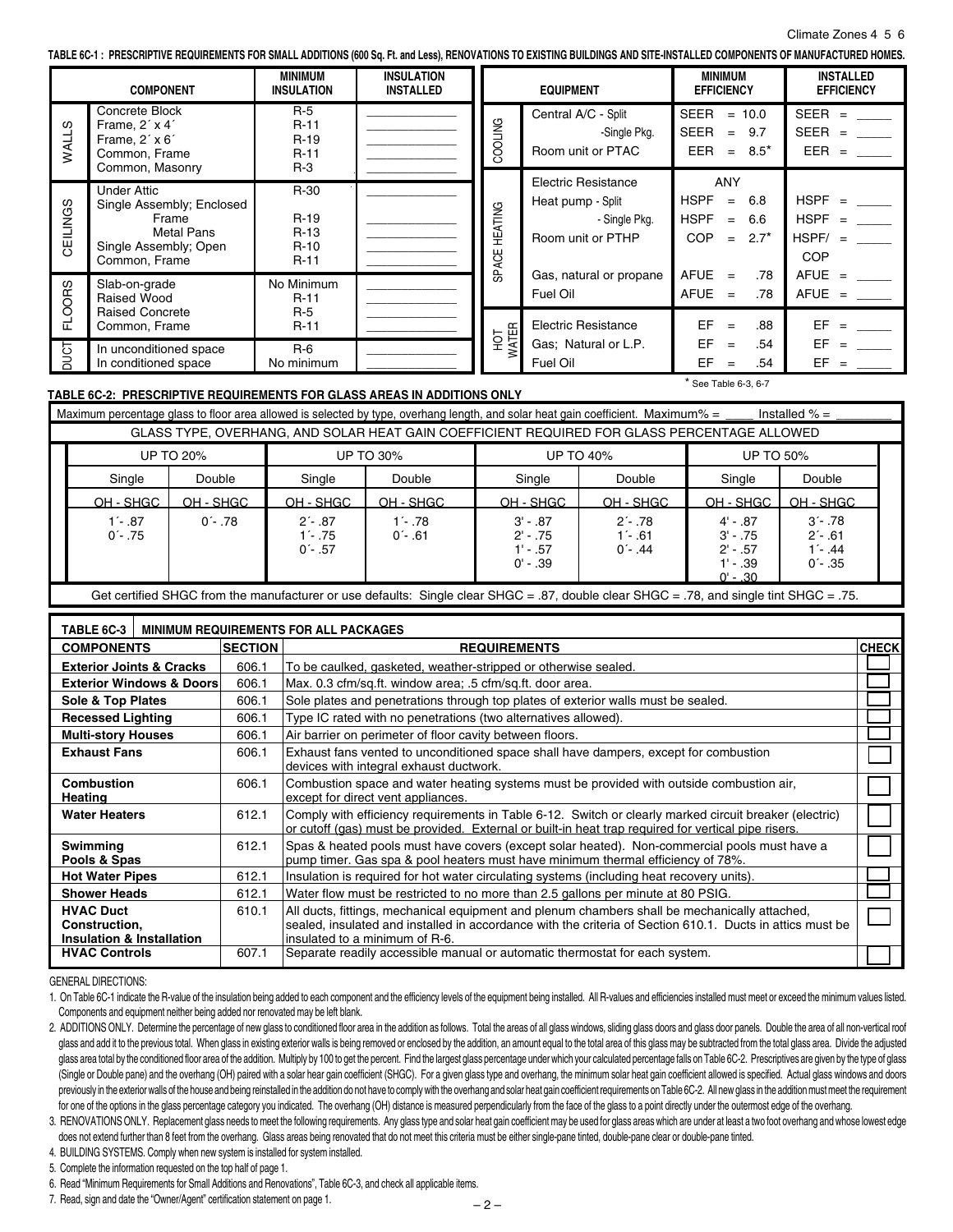Climate Zones 4 5 6

**TABLE 6C-1 : PRESCRIPTIVE REQUIREMENTS FOR SMALL ADDITIONS (600 Sq. Ft. and Less), RENOVATIONS TO EXISTING BUILDINGS AND SITE-INSTALLED COMPONENTS OF MANUFACTURED HOMES.**

| | COMPONENT | MINIMUM INSULATION | INSULATION INSTALLED |
|---|---|---|---|
| WALLS | Concrete Block | R-5 | |
| | Frame, 2´ x 4´ | R-11 | |
| | Frame, 2´ x 6´ | R-19 | |
| | Common, Frame | R-11 | |
| | Common, Masonry | R-3 | |
| CEILINGS | Under Attic | R-30 | |
| | Single Assembly; Enclosed Frame | R-19 | |
| | Metal Pans | R-13 | |
| | Single Assembly; Open | R-10 | |
| | Common, Frame | R-11 | |
| FLOORS | Slab-on-grade | No Minimum | |
| | Raised Wood | R-11 | |
| | Raised Concrete | R-5 | |
| | Common, Frame | R-11 | |
| DUCT | In unconditioned space | R-6 | |
| | In conditioned space | No minimum | |

| | EQUIPMENT | MINIMUM EFFICIENCY | INSTALLED EFFICIENCY |
|---|---|---|---|
| COOLING | Central A/C - Split | SEER = 10.0 | SEER = _____ |
| | -Single Pkg. | SEER = 9.7 | SEER = _____ |
| | Room unit or PTAC | EER = 8.5* | EER = _____ |
| SPACE HEATING | Electric Resistance | ANY | |
| | Heat pump - Split | HSPF = 6.8 | HSPF = _____ |
| | - Single Pkg. | HSPF = 6.6 | HSPF = _____ |
| | Room unit or PTHP | COP = 2.7* | HSPF/COP = _____ |
| | Gas, natural or propane | AFUE = .78 | AFUE = _____ |
| | Fuel Oil | AFUE = .78 | AFUE = _____ |
| HOT WATER | Electric Resistance | EF = .88 | EF = _____ |
| | Gas; Natural or L.P. | EF = .54 | EF = _____ |
| | Fuel Oil | EF = .54 | EF = _____ |

* See Table 6-3, 6-7

**TABLE 6C-2: PRESCRIPTIVE REQUIREMENTS FOR GLASS AREAS IN ADDITIONS ONLY**

Maximum percentage glass to floor area allowed is selected by type, overhang length, and solar heat gain coefficient. Maximum% = ____ Installed % = ________

GLASS TYPE, OVERHANG, AND SOLAR HEAT GAIN COEFFICIENT REQUIRED FOR GLASS PERCENTAGE ALLOWED

| UP TO 20% | | UP TO 30% | | UP TO 40% | | UP TO 50% | |
|---|---|---|---|---|---|---|---|
| Single | Double | Single | Double | Single | Double | Single | Double |
| OH - SHGC | OH - SHGC | OH - SHGC | OH - SHGC | OH - SHGC | OH - SHGC | OH - SHGC | OH - SHGC |
| 1´- .87<br>0´- .75 | 0´- .78 | 2´- .87<br>1´- .75<br>0´- .57 | 1´- .78<br>0´- .61 | 3' - .87<br>2' - .75<br>1' - .57<br>0' - .39 | 2´- .78<br>1´- .61<br>0´- .44 | 4' - .87<br>3' - .75<br>2' - .57<br>1' - .39<br>0' - .30 | 3´- .78<br>2´- .61<br>1´- .44<br>0´- .35 |

Get certified SHGC from the manufacturer or use defaults: Single clear SHGC = .87, double clear SHGC = .78, and single tint SHGC = .75.

**TABLE 6C-3 MINIMUM REQUIREMENTS FOR ALL PACKAGES**

| COMPONENTS | SECTION | REQUIREMENTS | CHECK |
|---|---|---|---|
| **Exterior Joints & Cracks** | 606.1 | To be caulked, gasketed, weather-stripped or otherwise sealed. | |
| **Exterior Windows & Doors** | 606.1 | Max. 0.3 cfm/sq.ft. window area; .5 cfm/sq.ft. door area. | |
| **Sole & Top Plates** | 606.1 | Sole plates and penetrations through top plates of exterior walls must be sealed. | |
| **Recessed Lighting** | 606.1 | Type IC rated with no penetrations (two alternatives allowed). | |
| **Multi-story Houses** | 606.1 | Air barrier on perimeter of floor cavity between floors. | |
| **Exhaust Fans** | 606.1 | Exhaust fans vented to unconditioned space shall have dampers, except for combustion devices with integral exhaust ductwork. | |
| **Combustion Heating** | 606.1 | Combustion space and water heating systems must be provided with outside combustion air, except for direct vent appliances. | |
| **Water Heaters** | 612.1 | Comply with efficiency requirements in Table 6-12. Switch or clearly marked circuit breaker (electric) or cutoff (gas) must be provided. External or built-in heat trap required for vertical pipe risers. | |
| **Swimming Pools & Spas** | 612.1 | Spas & heated pools must have covers (except solar heated). Non-commercial pools must have a pump timer. Gas spa & pool heaters must have minimum thermal efficiency of 78%. | |
| **Hot Water Pipes** | 612.1 | Insulation is required for hot water circulating systems (including heat recovery units). | |
| **Shower Heads** | 612.1 | Water flow must be restricted to no more than 2.5 gallons per minute at 80 PSIG. | |
| **HVAC Duct Construction, Insulation & Installation** | 610.1 | All ducts, fittings, mechanical equipment and plenum chambers shall be mechanically attached, sealed, insulated and installed in accordance with the criteria of Section 610.1. Ducts in attics must be insulated to a minimum of R-6. | |
| **HVAC Controls** | 607.1 | Separate readily accessible manual or automatic thermostat for each system. | |

GENERAL DIRECTIONS:

1. On Table 6C-1 indicate the R-value of the insulation being added to each component and the efficiency levels of the equipment being installed. All R-values and efficiencies installed must meet or exceed the minimum values listed. Components and equipment neither being added nor renovated may be left blank.
2. ADDITIONS ONLY. Determine the percentage of new glass to conditioned floor area in the addition as follows. Total the areas of all glass windows, sliding glass doors and glass door panels. Double the area of all non-vertical roof glass and add it to the previous total. When glass in existing exterior walls is being removed or enclosed by the addition, an amount equal to the total area of this glass may be subtracted from the total glass area. Divide the adjusted glass area total by the conditioned floor area of the addition. Multiply by 100 to get the percent. Find the largest glass percentage under which your calculated percentage falls on Table 6C-2. Prescriptives are given by the type of glass (Single or Double pane) and the overhang (OH) paired with a solar hear gain coefficient (SHGC). For a given glass type and overhang, the minimum solar heat gain coefficient allowed is specified. Actual glass windows and doors previously in the exterior walls of the house and being reinstalled in the addition do not have to comply with the overhang and solar heat gain coefficient requirements on Table 6C-2. All new glass in the addition must meet the requirement for one of the options in the glass percentage category you indicated. The overhang (OH) distance is measured perpendicularly from the face of the glass to a point directly under the outermost edge of the overhang.
3. RENOVATIONS ONLY. Replacement glass needs to meet the following requirements. Any glass type and solar heat gain coefficient may be used for glass areas which are under at least a two foot overhang and whose lowest edge does not extend further than 8 feet from the overhang. Glass areas being renovated that do not meet this criteria must be either single-pane tinted, double-pane clear or double-pane tinted.
4. BUILDING SYSTEMS. Comply when new system is installed for system installed.
5. Complete the information requested on the top half of page 1.
6. Read "Minimum Requirements for Small Additions and Renovations", Table 6C-3, and check all applicable items.
7. Read, sign and date the "Owner/Agent" certification statement on page 1.